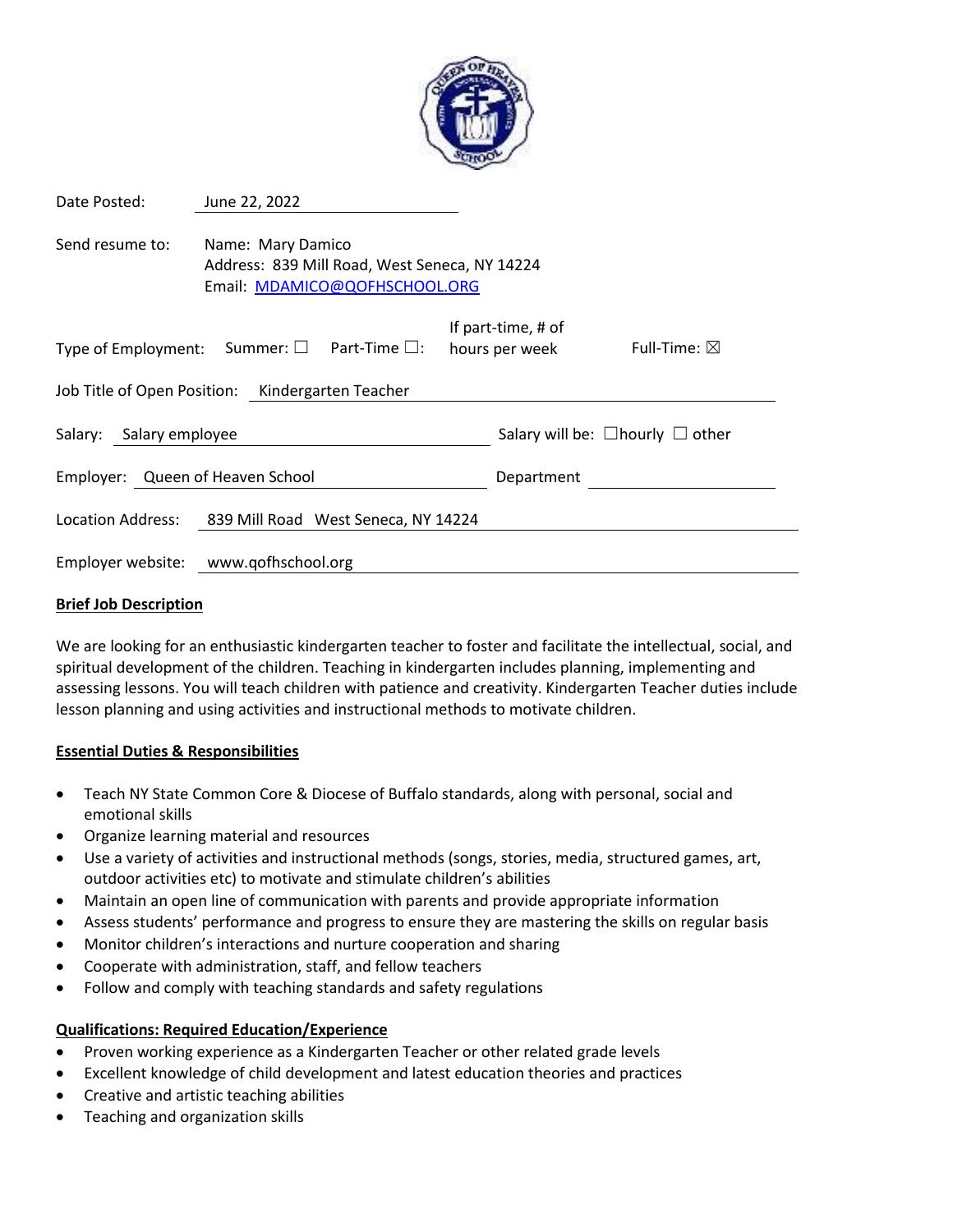Date Posted: June 22, 2022

Send resume to: Name: Mary Damico
Address: 839 Mill Road, West Seneca, NY 14224
Email: MDAMICO@QOFHSCHOOL.ORG

Type of Employment: Summer: ☐ Part-Time ☐: If part-time, # of hours per week Full-Time: ☒

Job Title of Open Position: Kindergarten Teacher

Salary: Salary employee Salary will be: ☐hourly ☐ other

Employer: Queen of Heaven School Department

Location Address: 839 Mill Road West Seneca, NY 14224

Employer website: www.qofhschool.org

**Brief Job Description**

We are looking for an enthusiastic kindergarten teacher to foster and facilitate the intellectual, social, and spiritual development of the children. Teaching in kindergarten includes planning, implementing and assessing lessons. You will teach children with patience and creativity. Kindergarten Teacher duties include lesson planning and using activities and instructional methods to motivate children.

**Essential Duties & Responsibilities**

- Teach NY State Common Core & Diocese of Buffalo standards, along with personal, social and emotional skills
- Organize learning material and resources
- Use a variety of activities and instructional methods (songs, stories, media, structured games, art, outdoor activities etc) to motivate and stimulate children's abilities
- Maintain an open line of communication with parents and provide appropriate information
- Assess students' performance and progress to ensure they are mastering the skills on regular basis
- Monitor children's interactions and nurture cooperation and sharing
- Cooperate with administration, staff, and fellow teachers
- Follow and comply with teaching standards and safety regulations

**Qualifications: Required Education/Experience**

- Proven working experience as a Kindergarten Teacher or other related grade levels
- Excellent knowledge of child development and latest education theories and practices
- Creative and artistic teaching abilities
- Teaching and organization skills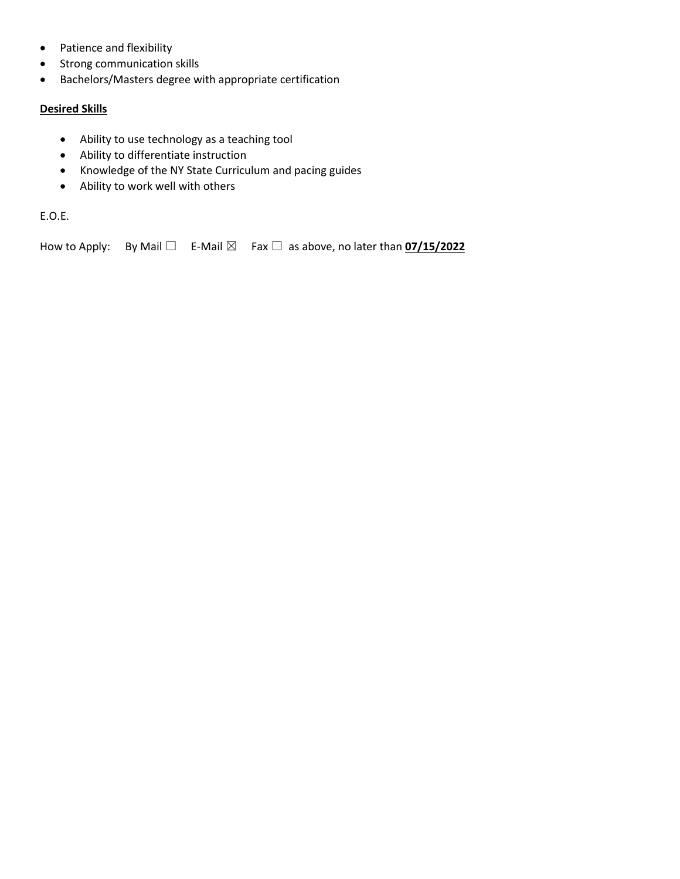- Patience and flexibility
- Strong communication skills
- Bachelors/Masters degree with appropriate certification

**Desired Skills**

- Ability to use technology as a teaching tool
- Ability to differentiate instruction
- Knowledge of the NY State Curriculum and pacing guides
- Ability to work well with others

E.O.E.

How to Apply: By Mail ☐ E-Mail ☒ Fax ☐ as above, no later than **07/15/2022**